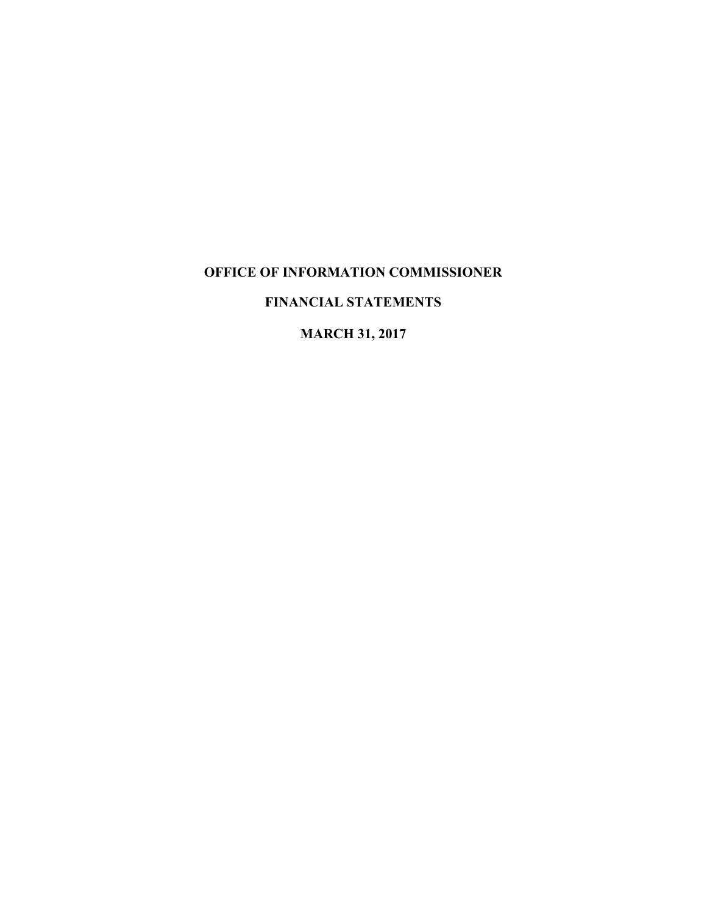# OFFICE OF INFORMATION COMMISSIONER

## FINANCIAL STATEMENTS

## MARCH 31, 2017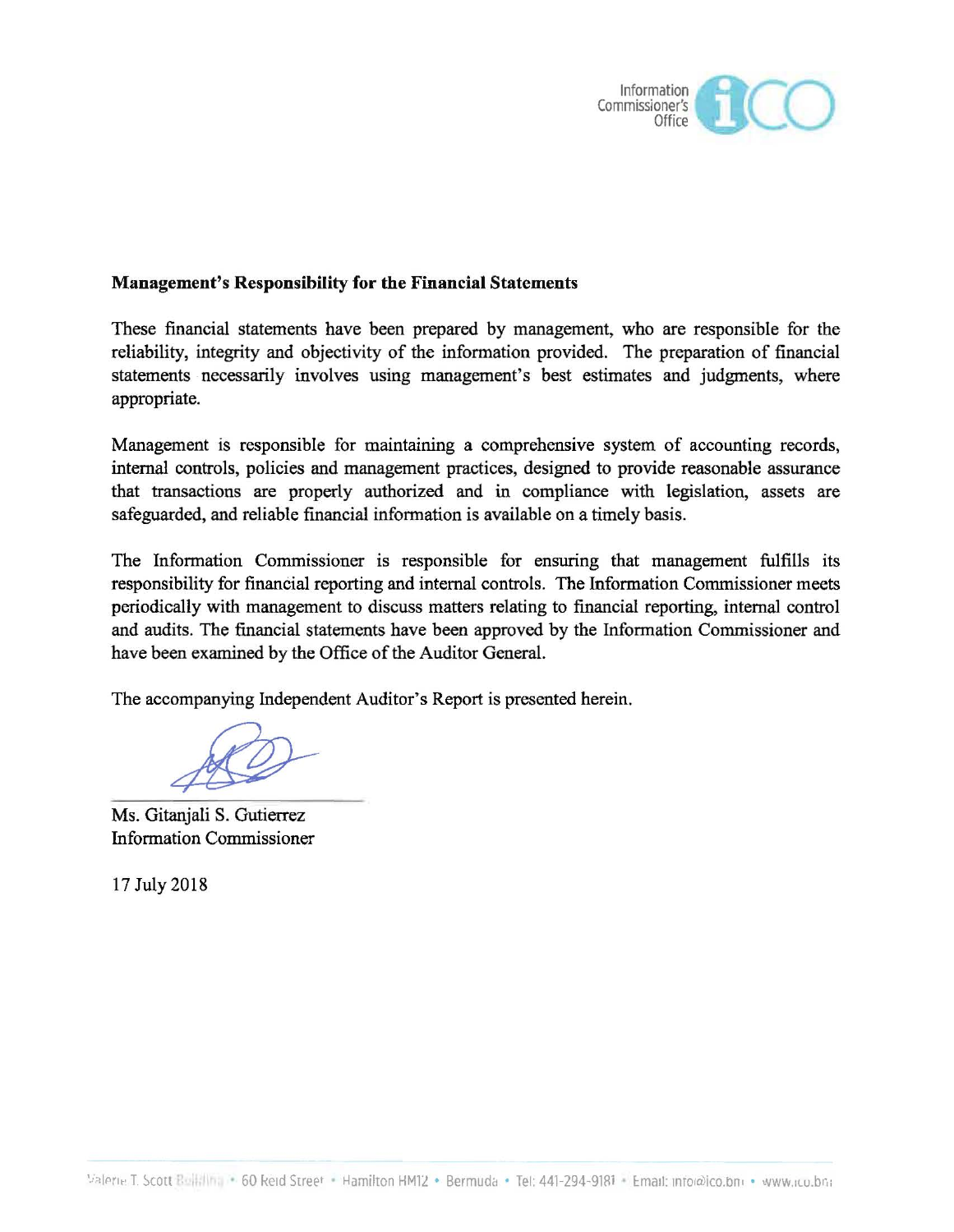Information Commissioner's Office

**Management's Responsibility for the Financial Statements**

These financial statements have been prepared by management, who are responsible for the reliability, integrity and objectivity of the information provided. The preparation of financial statements necessarily involves using management's best estimates and judgments, where appropriate.

Management is responsible for maintaining a comprehensive system of accounting records, internal controls, policies and management practices, designed to provide reasonable assurance that transactions are properly authorized and in compliance with legislation, assets are safeguarded, and reliable financial information is available on a timely basis.

The Information Commissioner is responsible for ensuring that management fulfills its responsibility for financial reporting and internal controls. The Information Commissioner meets periodically with management to discuss matters relating to financial reporting, internal control and audits. The financial statements have been approved by the Information Commissioner and have been examined by the Office of the Auditor General.

The accompanying Independent Auditor's Report is presented herein.

Ms. Gitanjali S. Gutierrez
Information Commissioner

17 July 2018

Valerie T. Scott Building • 60 Reid Street • Hamilton HM12 • Bermuda • Tel: 441-294-9181 • Email: info@ico.bm • www.ico.bm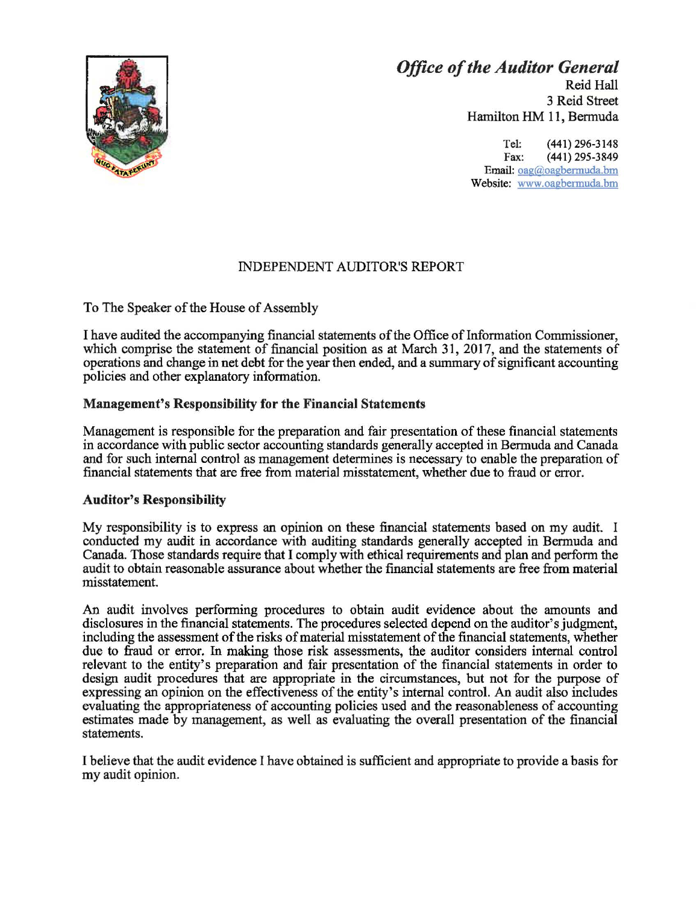***Office of the Auditor General***

Reid Hall
3 Reid Street
Hamilton HM 11, Bermuda

Tel: (441) 296-3148
Fax: (441) 295-3849
Email: oag@oagbermuda.bm
Website: www.oagbermuda.bm

INDEPENDENT AUDITOR'S REPORT

To The Speaker of the House of Assembly

I have audited the accompanying financial statements of the Office of Information Commissioner, which comprise the statement of financial position as at March 31, 2017, and the statements of operations and change in net debt for the year then ended, and a summary of significant accounting policies and other explanatory information.

**Management's Responsibility for the Financial Statements**

Management is responsible for the preparation and fair presentation of these financial statements in accordance with public sector accounting standards generally accepted in Bermuda and Canada and for such internal control as management determines is necessary to enable the preparation of financial statements that are free from material misstatement, whether due to fraud or error.

**Auditor's Responsibility**

My responsibility is to express an opinion on these financial statements based on my audit. I conducted my audit in accordance with auditing standards generally accepted in Bermuda and Canada. Those standards require that I comply with ethical requirements and plan and perform the audit to obtain reasonable assurance about whether the financial statements are free from material misstatement.

An audit involves performing procedures to obtain audit evidence about the amounts and disclosures in the financial statements. The procedures selected depend on the auditor's judgment, including the assessment of the risks of material misstatement of the financial statements, whether due to fraud or error. In making those risk assessments, the auditor considers internal control relevant to the entity's preparation and fair presentation of the financial statements in order to design audit procedures that are appropriate in the circumstances, but not for the purpose of expressing an opinion on the effectiveness of the entity's internal control. An audit also includes evaluating the appropriateness of accounting policies used and the reasonableness of accounting estimates made by management, as well as evaluating the overall presentation of the financial statements.

I believe that the audit evidence I have obtained is sufficient and appropriate to provide a basis for my audit opinion.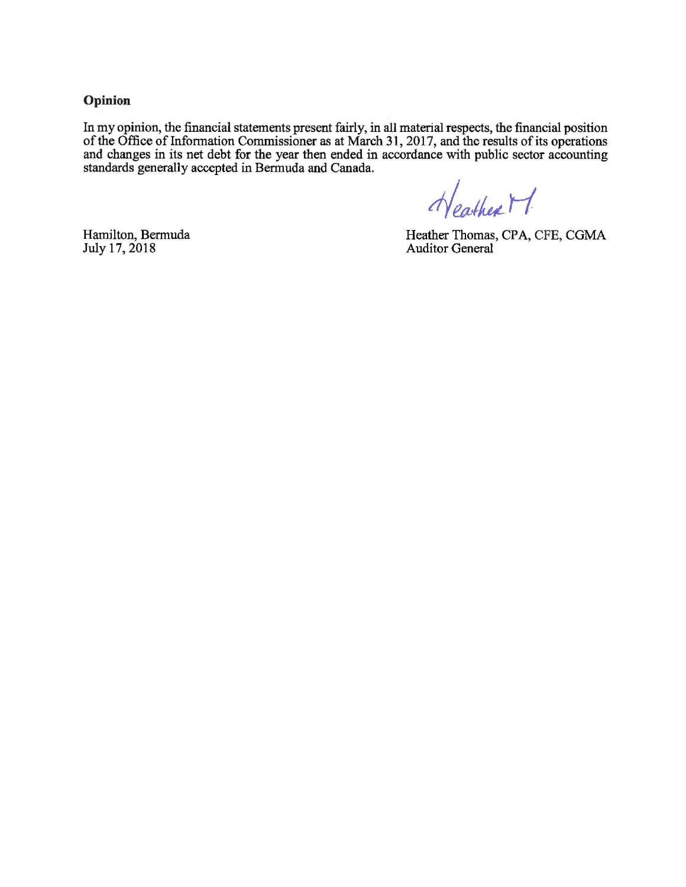**Opinion**

In my opinion, the financial statements present fairly, in all material respects, the financial position of the Office of Information Commissioner as at March 31, 2017, and the results of its operations and changes in its net debt for the year then ended in accordance with public sector accounting standards generally accepted in Bermuda and Canada.

Hamilton, Bermuda
July 17, 2018

Heather Thomas, CPA, CFE, CGMA
Auditor General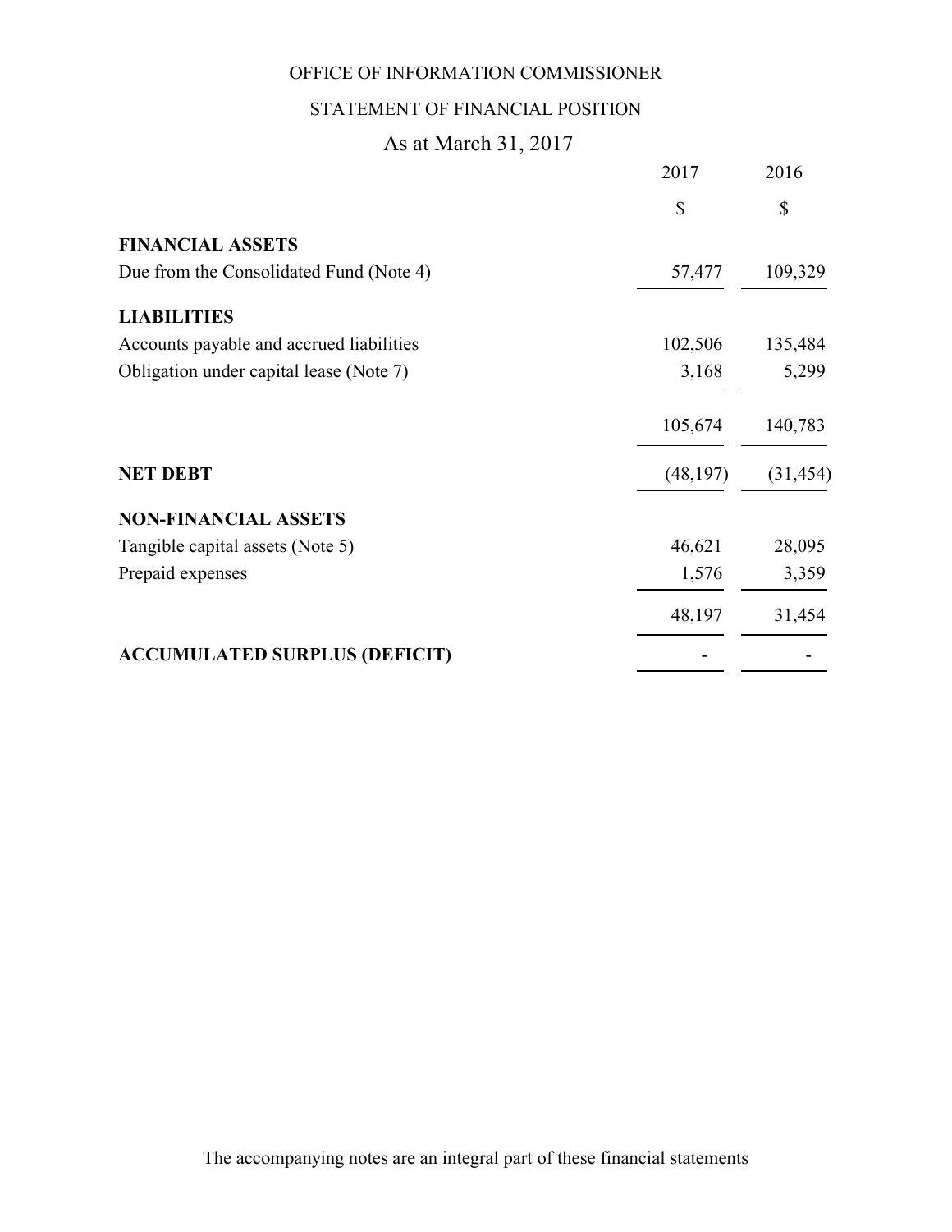OFFICE OF INFORMATION COMMISSIONER

STATEMENT OF FINANCIAL POSITION

As at March 31, 2017

| | 2017 | 2016 |
|---|---|---|
| | $ | $ |
| **FINANCIAL ASSETS** | | |
| Due from the Consolidated Fund (Note 4) | 57,477 | 109,329 |
| **LIABILITIES** | | |
| Accounts payable and accrued liabilities | 102,506 | 135,484 |
| Obligation under capital lease (Note 7) | 3,168 | 5,299 |
| | 105,674 | 140,783 |
| **NET DEBT** | (48,197) | (31,454) |
| **NON-FINANCIAL ASSETS** | | |
| Tangible capital assets (Note 5) | 46,621 | 28,095 |
| Prepaid expenses | 1,576 | 3,359 |
| | 48,197 | 31,454 |
| **ACCUMULATED SURPLUS (DEFICIT)** | - | - |

The accompanying notes are an integral part of these financial statements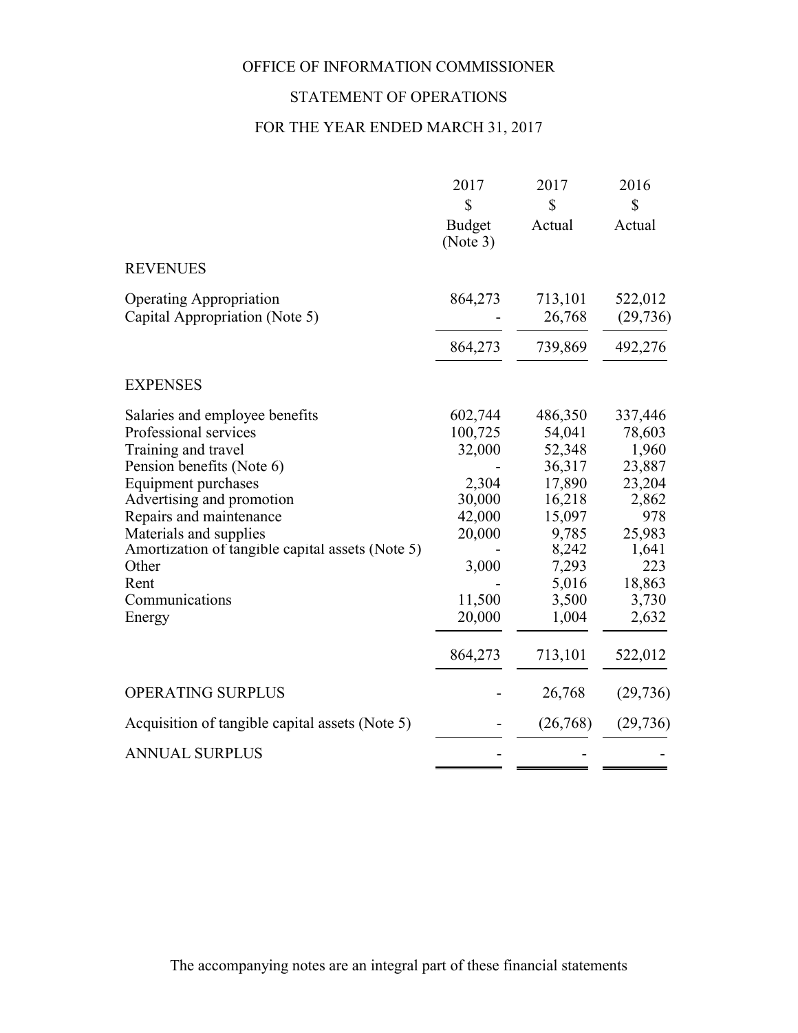# OFFICE OF INFORMATION COMMISSIONER

## STATEMENT OF OPERATIONS

### FOR THE YEAR ENDED MARCH 31, 2017

| | 2017<br>$<br>Budget<br>(Note 3) | 2017<br>$<br>Actual | 2016<br>$<br>Actual |
|---|---|---|---|
| REVENUES | | | |
| Operating Appropriation | 864,273 | 713,101 | 522,012 |
| Capital Appropriation (Note 5) | - | 26,768 | (29,736) |
| | 864,273 | 739,869 | 492,276 |
| EXPENSES | | | |
| Salaries and employee benefits | 602,744 | 486,350 | 337,446 |
| Professional services | 100,725 | 54,041 | 78,603 |
| Training and travel | 32,000 | 52,348 | 1,960 |
| Pension benefits (Note 6) | - | 36,317 | 23,887 |
| Equipment purchases | 2,304 | 17,890 | 23,204 |
| Advertising and promotion | 30,000 | 16,218 | 2,862 |
| Repairs and maintenance | 42,000 | 15,097 | 978 |
| Materials and supplies | 20,000 | 9,785 | 25,983 |
| Amortization of tangible capital assets (Note 5) | - | 8,242 | 1,641 |
| Other | 3,000 | 7,293 | 223 |
| Rent | - | 5,016 | 18,863 |
| Communications | 11,500 | 3,500 | 3,730 |
| Energy | 20,000 | 1,004 | 2,632 |
| | 864,273 | 713,101 | 522,012 |
| OPERATING SURPLUS | - | 26,768 | (29,736) |
| Acquisition of tangible capital assets (Note 5) | - | (26,768) | (29,736) |
| ANNUAL SURPLUS | - | - | - |

The accompanying notes are an integral part of these financial statements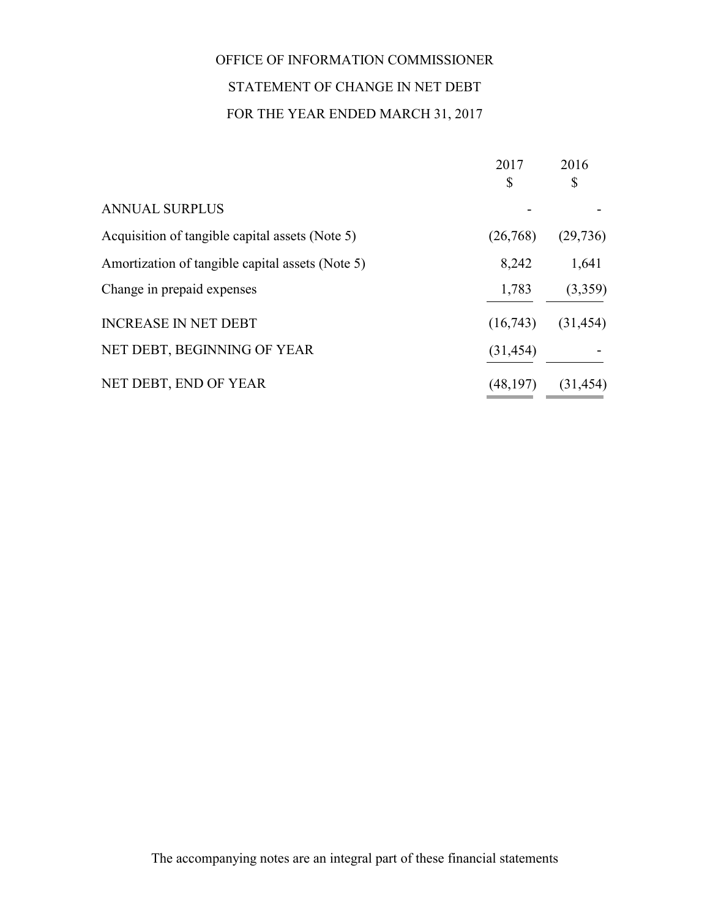# OFFICE OF INFORMATION COMMISSIONER

## STATEMENT OF CHANGE IN NET DEBT

## FOR THE YEAR ENDED MARCH 31, 2017

| | 2017<br>$ | 2016<br>$ |
|---|---|---|
| ANNUAL SURPLUS | - | - |
| Acquisition of tangible capital assets (Note 5) | (26,768) | (29,736) |
| Amortization of tangible capital assets (Note 5) | 8,242 | 1,641 |
| Change in prepaid expenses | 1,783 | (3,359) |
| INCREASE IN NET DEBT | (16,743) | (31,454) |
| NET DEBT, BEGINNING OF YEAR | (31,454) | - |
| NET DEBT, END OF YEAR | (48,197) | (31,454) |

The accompanying notes are an integral part of these financial statements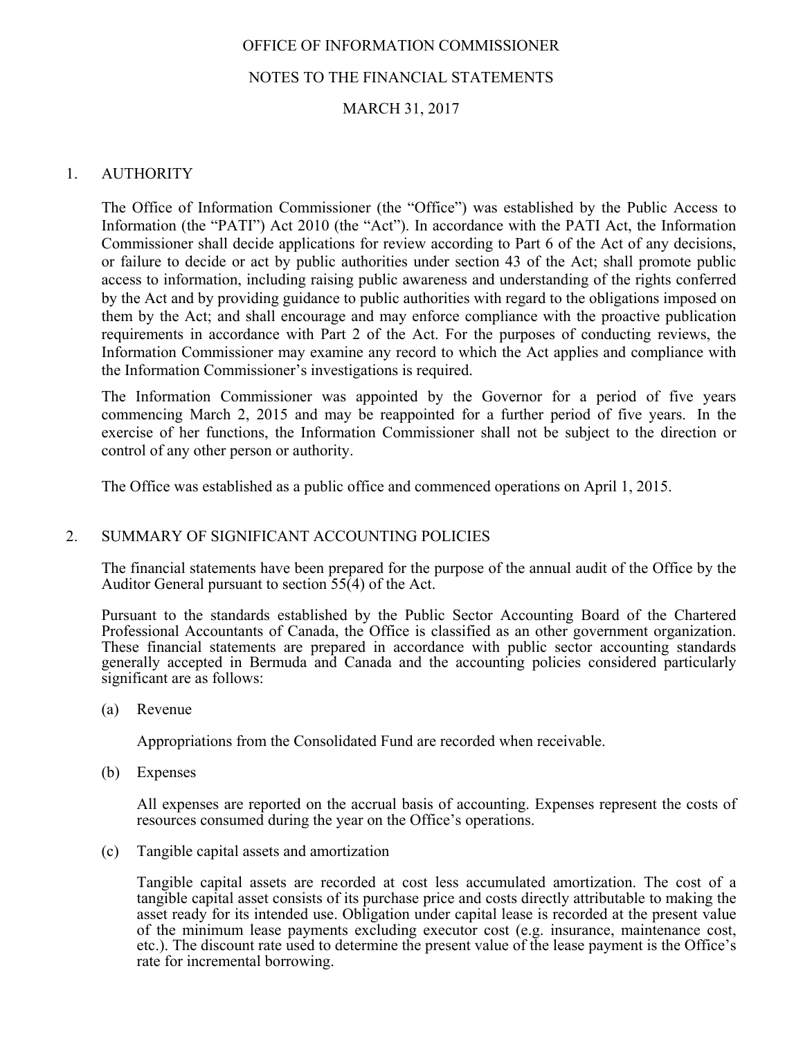# OFFICE OF INFORMATION COMMISSIONER

## NOTES TO THE FINANCIAL STATEMENTS

## MARCH 31, 2017

### 1. AUTHORITY

The Office of Information Commissioner (the "Office") was established by the Public Access to Information (the "PATI") Act 2010 (the "Act"). In accordance with the PATI Act, the Information Commissioner shall decide applications for review according to Part 6 of the Act of any decisions, or failure to decide or act by public authorities under section 43 of the Act; shall promote public access to information, including raising public awareness and understanding of the rights conferred by the Act and by providing guidance to public authorities with regard to the obligations imposed on them by the Act; and shall encourage and may enforce compliance with the proactive publication requirements in accordance with Part 2 of the Act. For the purposes of conducting reviews, the Information Commissioner may examine any record to which the Act applies and compliance with the Information Commissioner's investigations is required.

The Information Commissioner was appointed by the Governor for a period of five years commencing March 2, 2015 and may be reappointed for a further period of five years. In the exercise of her functions, the Information Commissioner shall not be subject to the direction or control of any other person or authority.

The Office was established as a public office and commenced operations on April 1, 2015.

### 2. SUMMARY OF SIGNIFICANT ACCOUNTING POLICIES

The financial statements have been prepared for the purpose of the annual audit of the Office by the Auditor General pursuant to section 55(4) of the Act.

Pursuant to the standards established by the Public Sector Accounting Board of the Chartered Professional Accountants of Canada, the Office is classified as an other government organization. These financial statements are prepared in accordance with public sector accounting standards generally accepted in Bermuda and Canada and the accounting policies considered particularly significant are as follows:

(a) Revenue

Appropriations from the Consolidated Fund are recorded when receivable.

(b) Expenses

All expenses are reported on the accrual basis of accounting. Expenses represent the costs of resources consumed during the year on the Office's operations.

(c) Tangible capital assets and amortization

Tangible capital assets are recorded at cost less accumulated amortization. The cost of a tangible capital asset consists of its purchase price and costs directly attributable to making the asset ready for its intended use. Obligation under capital lease is recorded at the present value of the minimum lease payments excluding executor cost (e.g. insurance, maintenance cost, etc.). The discount rate used to determine the present value of the lease payment is the Office's rate for incremental borrowing.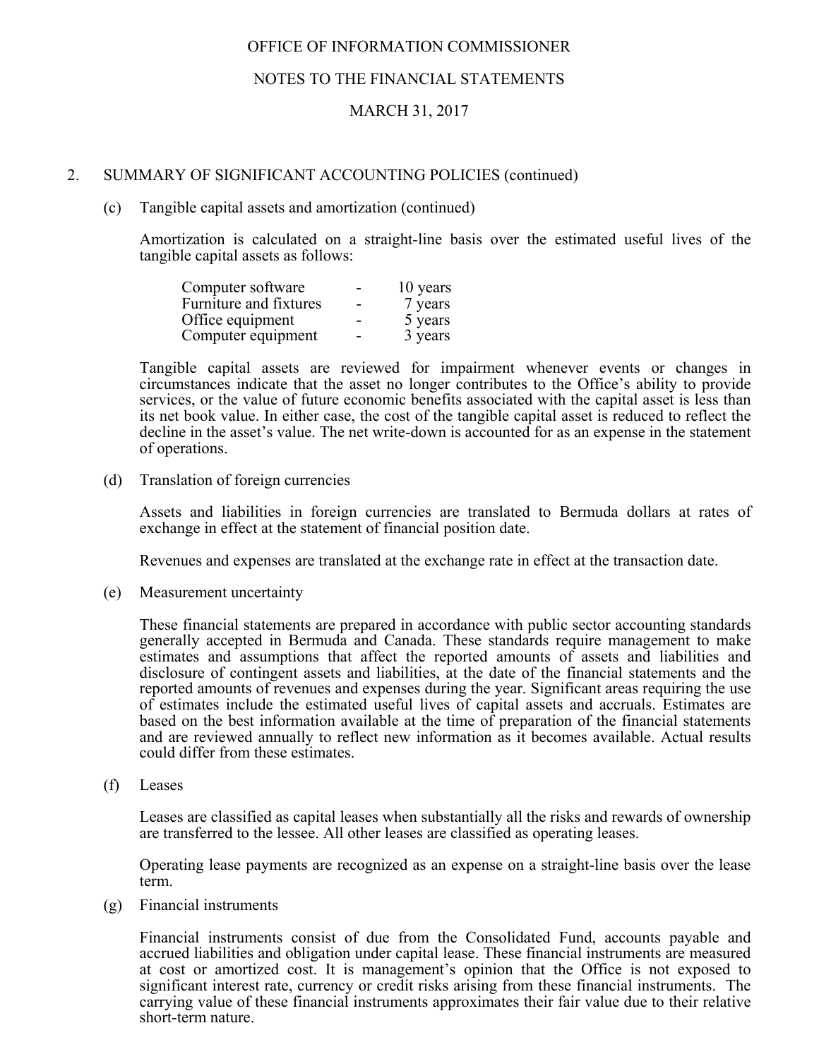## 2. SUMMARY OF SIGNIFICANT ACCOUNTING POLICIES (continued)

### (c) Tangible capital assets and amortization (continued)

Amortization is calculated on a straight-line basis over the estimated useful lives of the tangible capital assets as follows:

| | | |
|---|---|---|
| Computer software | - | 10 years |
| Furniture and fixtures | - | 7 years |
| Office equipment | - | 5 years |
| Computer equipment | - | 3 years |

Tangible capital assets are reviewed for impairment whenever events or changes in circumstances indicate that the asset no longer contributes to the Office's ability to provide services, or the value of future economic benefits associated with the capital asset is less than its net book value. In either case, the cost of the tangible capital asset is reduced to reflect the decline in the asset's value. The net write-down is accounted for as an expense in the statement of operations.

### (d) Translation of foreign currencies

Assets and liabilities in foreign currencies are translated to Bermuda dollars at rates of exchange in effect at the statement of financial position date.

Revenues and expenses are translated at the exchange rate in effect at the transaction date.

### (e) Measurement uncertainty

These financial statements are prepared in accordance with public sector accounting standards generally accepted in Bermuda and Canada. These standards require management to make estimates and assumptions that affect the reported amounts of assets and liabilities and disclosure of contingent assets and liabilities, at the date of the financial statements and the reported amounts of revenues and expenses during the year. Significant areas requiring the use of estimates include the estimated useful lives of capital assets and accruals. Estimates are based on the best information available at the time of preparation of the financial statements and are reviewed annually to reflect new information as it becomes available. Actual results could differ from these estimates.

### (f) Leases

Leases are classified as capital leases when substantially all the risks and rewards of ownership are transferred to the lessee. All other leases are classified as operating leases.

Operating lease payments are recognized as an expense on a straight-line basis over the lease term.

### (g) Financial instruments

Financial instruments consist of due from the Consolidated Fund, accounts payable and accrued liabilities and obligation under capital lease. These financial instruments are measured at cost or amortized cost. It is management's opinion that the Office is not exposed to significant interest rate, currency or credit risks arising from these financial instruments. The carrying value of these financial instruments approximates their fair value due to their relative short-term nature.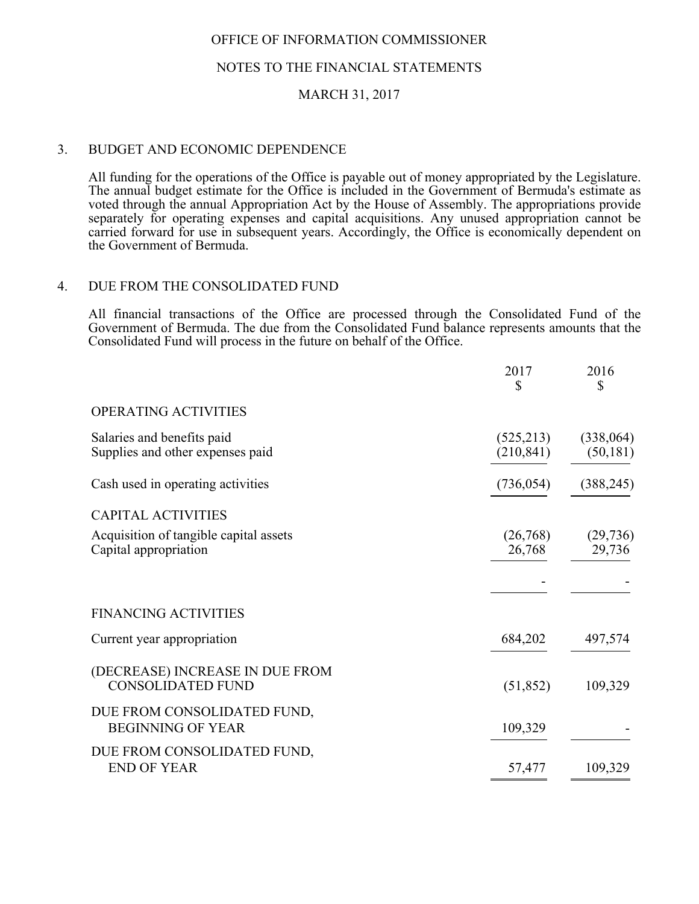OFFICE OF INFORMATION COMMISSIONER

NOTES TO THE FINANCIAL STATEMENTS

MARCH 31, 2017

## 3. BUDGET AND ECONOMIC DEPENDENCE

All funding for the operations of the Office is payable out of money appropriated by the Legislature. The annual budget estimate for the Office is included in the Government of Bermuda's estimate as voted through the annual Appropriation Act by the House of Assembly. The appropriations provide separately for operating expenses and capital acquisitions. Any unused appropriation cannot be carried forward for use in subsequent years. Accordingly, the Office is economically dependent on the Government of Bermuda.

## 4. DUE FROM THE CONSOLIDATED FUND

All financial transactions of the Office are processed through the Consolidated Fund of the Government of Bermuda. The due from the Consolidated Fund balance represents amounts that the Consolidated Fund will process in the future on behalf of the Office.

| | 2017<br>$ | 2016<br>$ |
|---|---|---|
| OPERATING ACTIVITIES | | |
| Salaries and benefits paid | (525,213) | (338,064) |
| Supplies and other expenses paid | (210,841) | (50,181) |
| Cash used in operating activities | (736,054) | (388,245) |
| CAPITAL ACTIVITIES | | |
| Acquisition of tangible capital assets | (26,768) | (29,736) |
| Capital appropriation | 26,768 | 29,736 |
| | - | - |
| FINANCING ACTIVITIES | | |
| Current year appropriation | 684,202 | 497,574 |
| (DECREASE) INCREASE IN DUE FROM CONSOLIDATED FUND | (51,852) | 109,329 |
| DUE FROM CONSOLIDATED FUND, BEGINNING OF YEAR | 109,329 | - |
| DUE FROM CONSOLIDATED FUND, END OF YEAR | 57,477 | 109,329 |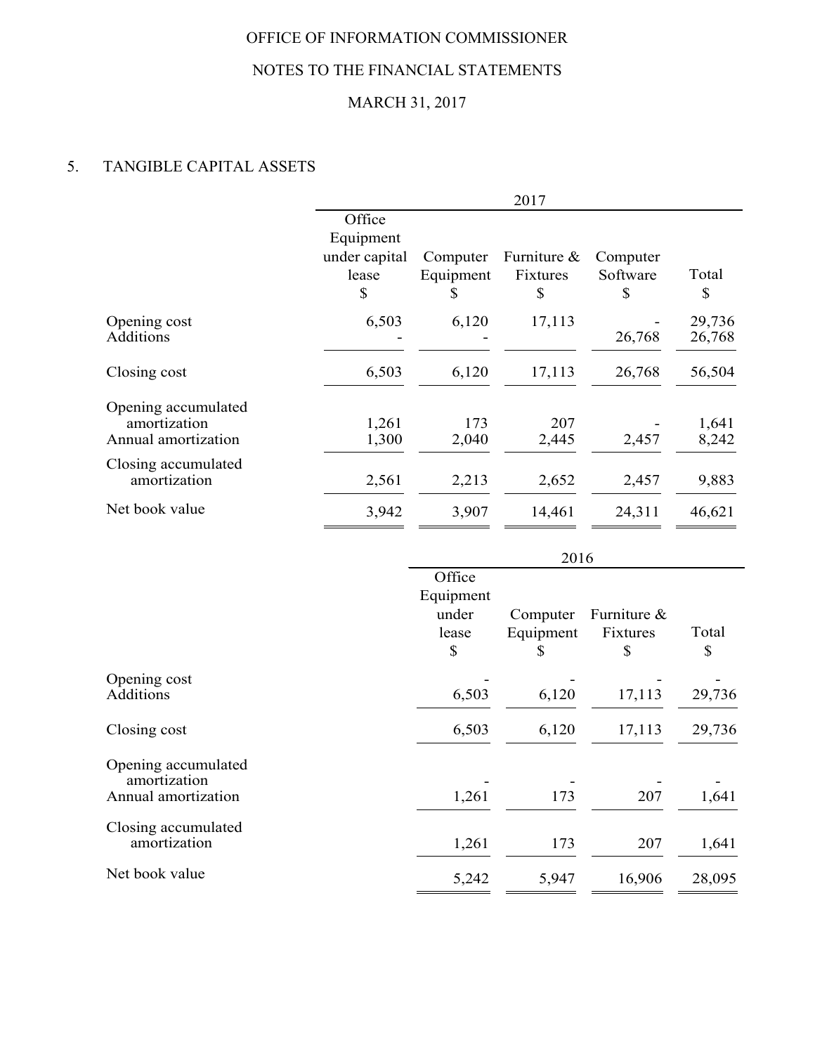OFFICE OF INFORMATION COMMISSIONER

NOTES TO THE FINANCIAL STATEMENTS

MARCH 31, 2017

## 5. TANGIBLE CAPITAL ASSETS

| | 2017 | | | | |
|---|---|---|---|---|---|
| | Office Equipment under capital lease $ | Computer Equipment $ | Furniture & Fixtures $ | Computer Software $ | Total $ |
| Opening cost | 6,503 | 6,120 | 17,113 | - | 29,736 |
| Additions | - | - | | 26,768 | 26,768 |
| Closing cost | 6,503 | 6,120 | 17,113 | 26,768 | 56,504 |
| Opening accumulated amortization | 1,261 | 173 | 207 | - | 1,641 |
| Annual amortization | 1,300 | 2,040 | 2,445 | 2,457 | 8,242 |
| Closing accumulated amortization | 2,561 | 2,213 | 2,652 | 2,457 | 9,883 |
| Net book value | 3,942 | 3,907 | 14,461 | 24,311 | 46,621 |

| | 2016 | | | |
|---|---|---|---|---|
| | Office Equipment under lease $ | Computer Equipment $ | Furniture & Fixtures $ | Total $ |
| Opening cost | - | - | - | - |
| Additions | 6,503 | 6,120 | 17,113 | 29,736 |
| Closing cost | 6,503 | 6,120 | 17,113 | 29,736 |
| Opening accumulated amortization | - | - | - | - |
| Annual amortization | 1,261 | 173 | 207 | 1,641 |
| Closing accumulated amortization | 1,261 | 173 | 207 | 1,641 |
| Net book value | 5,242 | 5,947 | 16,906 | 28,095 |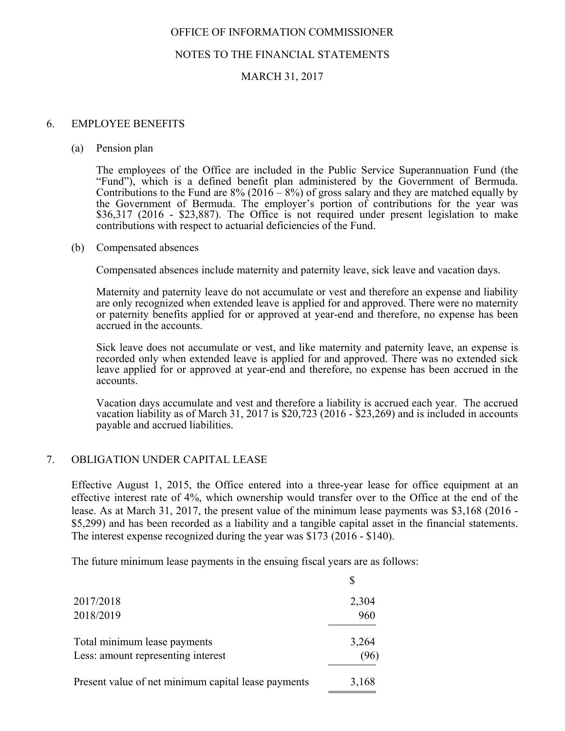# OFFICE OF INFORMATION COMMISSIONER

## NOTES TO THE FINANCIAL STATEMENTS

## MARCH 31, 2017

## 6. EMPLOYEE BENEFITS

### (a) Pension plan

The employees of the Office are included in the Public Service Superannuation Fund (the "Fund"), which is a defined benefit plan administered by the Government of Bermuda. Contributions to the Fund are 8% (2016 – 8%) of gross salary and they are matched equally by the Government of Bermuda. The employer's portion of contributions for the year was $36,317 (2016 - $23,887). The Office is not required under present legislation to make contributions with respect to actuarial deficiencies of the Fund.

### (b) Compensated absences

Compensated absences include maternity and paternity leave, sick leave and vacation days.

Maternity and paternity leave do not accumulate or vest and therefore an expense and liability are only recognized when extended leave is applied for and approved. There were no maternity or paternity benefits applied for or approved at year-end and therefore, no expense has been accrued in the accounts.

Sick leave does not accumulate or vest, and like maternity and paternity leave, an expense is recorded only when extended leave is applied for and approved. There was no extended sick leave applied for or approved at year-end and therefore, no expense has been accrued in the accounts.

Vacation days accumulate and vest and therefore a liability is accrued each year. The accrued vacation liability as of March 31, 2017 is $20,723 (2016 - $23,269) and is included in accounts payable and accrued liabilities.

## 7. OBLIGATION UNDER CAPITAL LEASE

Effective August 1, 2015, the Office entered into a three-year lease for office equipment at an effective interest rate of 4%, which ownership would transfer over to the Office at the end of the lease. As at March 31, 2017, the present value of the minimum lease payments was $3,168 (2016 - $5,299) and has been recorded as a liability and a tangible capital asset in the financial statements. The interest expense recognized during the year was $173 (2016 - $140).

The future minimum lease payments in the ensuing fiscal years are as follows:

| | $ |
|---|---|
| 2017/2018 | 2,304 |
| 2018/2019 | 960 |
| Total minimum lease payments | 3,264 |
| Less: amount representing interest | (96) |
| Present value of net minimum capital lease payments | 3,168 |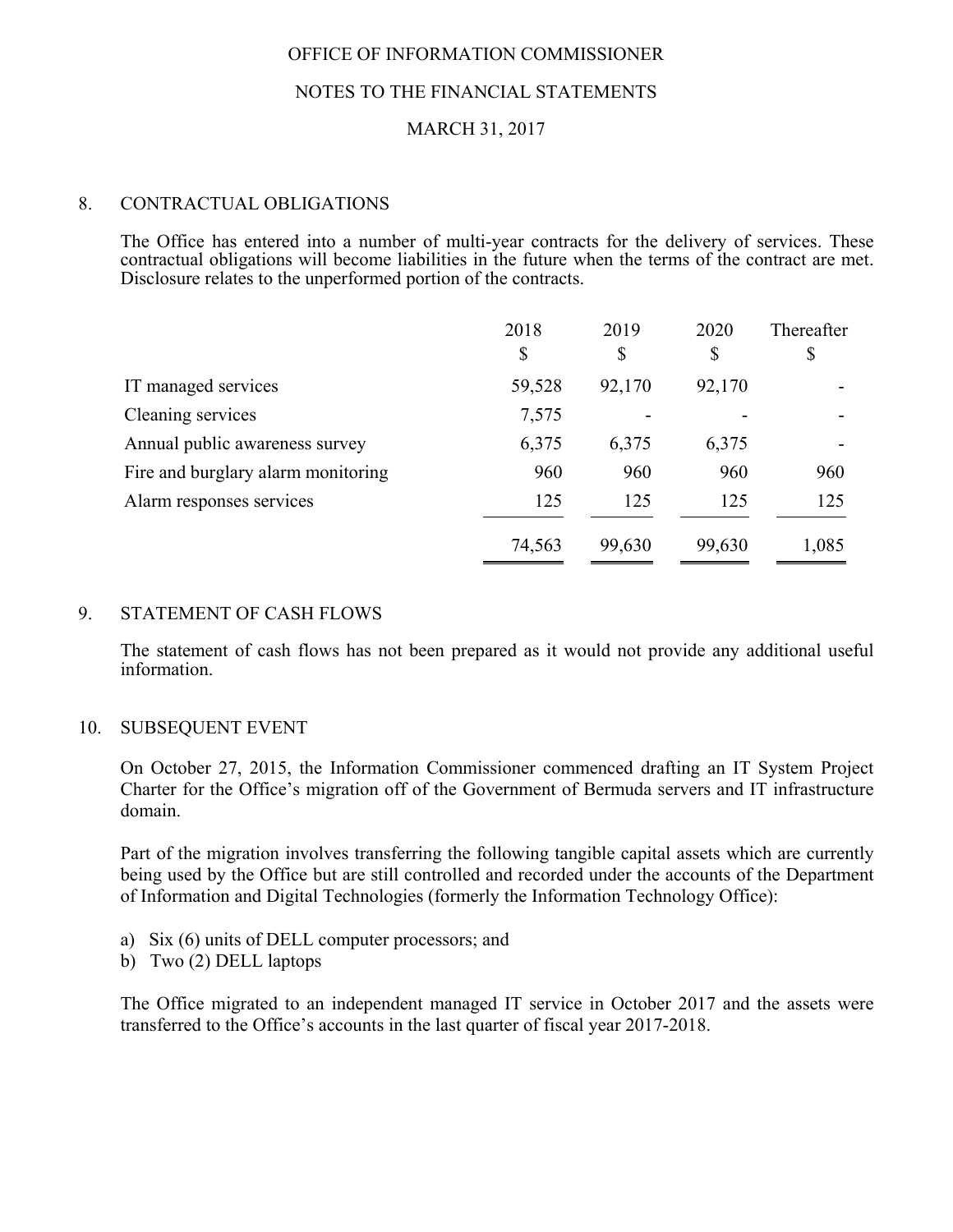OFFICE OF INFORMATION COMMISSIONER

NOTES TO THE FINANCIAL STATEMENTS

MARCH 31, 2017

## 8. CONTRACTUAL OBLIGATIONS

The Office has entered into a number of multi-year contracts for the delivery of services. These contractual obligations will become liabilities in the future when the terms of the contract are met. Disclosure relates to the unperformed portion of the contracts.

| | 2018<br>$ | 2019<br>$ | 2020<br>$ | Thereafter<br>$ |
|---|---|---|---|---|
| IT managed services | 59,528 | 92,170 | 92,170 | - |
| Cleaning services | 7,575 | - | - | - |
| Annual public awareness survey | 6,375 | 6,375 | 6,375 | - |
| Fire and burglary alarm monitoring | 960 | 960 | 960 | 960 |
| Alarm responses services | 125 | 125 | 125 | 125 |
| | 74,563 | 99,630 | 99,630 | 1,085 |

## 9. STATEMENT OF CASH FLOWS

The statement of cash flows has not been prepared as it would not provide any additional useful information.

## 10. SUBSEQUENT EVENT

On October 27, 2015, the Information Commissioner commenced drafting an IT System Project Charter for the Office's migration off of the Government of Bermuda servers and IT infrastructure domain.

Part of the migration involves transferring the following tangible capital assets which are currently being used by the Office but are still controlled and recorded under the accounts of the Department of Information and Digital Technologies (formerly the Information Technology Office):

a) Six (6) units of DELL computer processors; and
b) Two (2) DELL laptops

The Office migrated to an independent managed IT service in October 2017 and the assets were transferred to the Office's accounts in the last quarter of fiscal year 2017-2018.